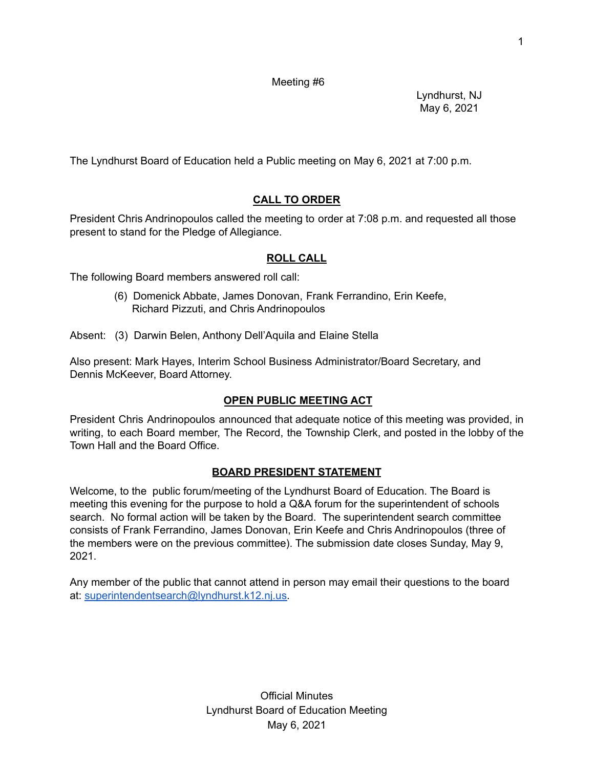Meeting #6

Lyndhurst, NJ
May 6, 2021

The Lyndhurst Board of Education held a Public meeting on May 6, 2021 at 7:00 p.m.

## CALL TO ORDER

President Chris Andrinopoulos called the meeting to order at 7:08 p.m. and requested all those present to stand for the Pledge of Allegiance.

## ROLL CALL

The following Board members answered roll call:

(6) Domenick Abbate, James Donovan, Frank Ferrandino, Erin Keefe, Richard Pizzuti, and Chris Andrinopoulos

Absent: (3) Darwin Belen, Anthony Dell'Aquila and Elaine Stella

Also present: Mark Hayes, Interim School Business Administrator/Board Secretary, and Dennis McKeever, Board Attorney.

## OPEN PUBLIC MEETING ACT

President Chris Andrinopoulos announced that adequate notice of this meeting was provided, in writing, to each Board member, The Record, the Township Clerk, and posted in the lobby of the Town Hall and the Board Office.

## BOARD PRESIDENT STATEMENT

Welcome, to the public forum/meeting of the Lyndhurst Board of Education. The Board is meeting this evening for the purpose to hold a Q&A forum for the superintendent of schools search. No formal action will be taken by the Board. The superintendent search committee consists of Frank Ferrandino, James Donovan, Erin Keefe and Chris Andrinopoulos (three of the members were on the previous committee). The submission date closes Sunday, May 9, 2021.

Any member of the public that cannot attend in person may email their questions to the board at: superintendentsearch@lyndhurst.k12.nj.us.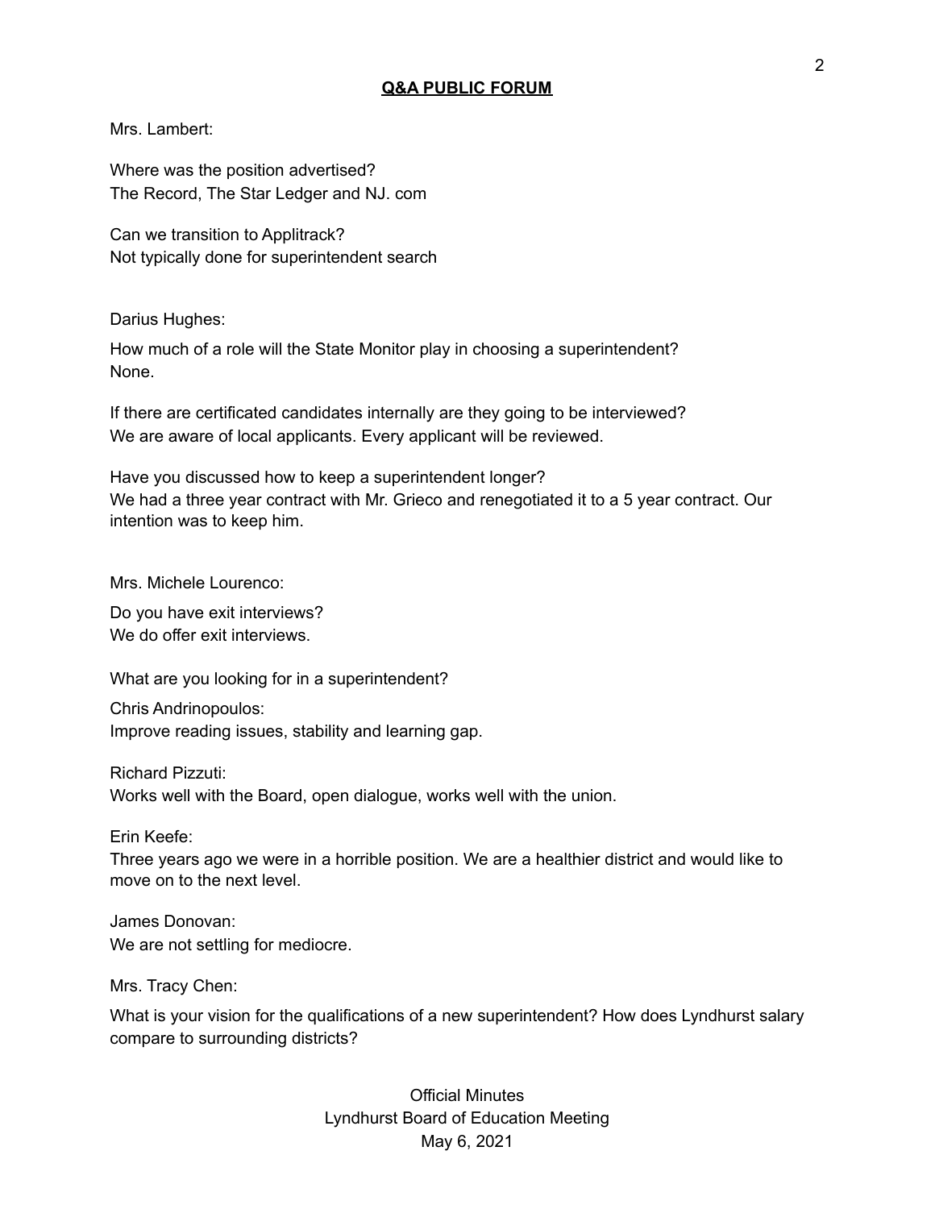## Q&A PUBLIC FORUM

Mrs. Lambert:

Where was the position advertised?
The Record, The Star Ledger and NJ. com

Can we transition to Applitrack?
Not typically done for superintendent search

Darius Hughes:

How much of a role will the State Monitor play in choosing a superintendent?
None.

If there are certificated candidates internally are they going to be interviewed?
We are aware of local applicants. Every applicant will be reviewed.

Have you discussed how to keep a superintendent longer?
We had a three year contract with Mr. Grieco and renegotiated it to a 5 year contract. Our intention was to keep him.

Mrs. Michele Lourenco:

Do you have exit interviews?
We do offer exit interviews.

What are you looking for in a superintendent?

Chris Andrinopoulos:
Improve reading issues, stability and learning gap.

Richard Pizzuti:
Works well with the Board, open dialogue, works well with the union.

Erin Keefe:
Three years ago we were in a horrible position. We are a healthier district and would like to move on to the next level.

James Donovan:
We are not settling for mediocre.

Mrs. Tracy Chen:

What is your vision for the qualifications of a new superintendent? How does Lyndhurst salary compare to surrounding districts?

Official Minutes
Lyndhurst Board of Education Meeting
May 6, 2021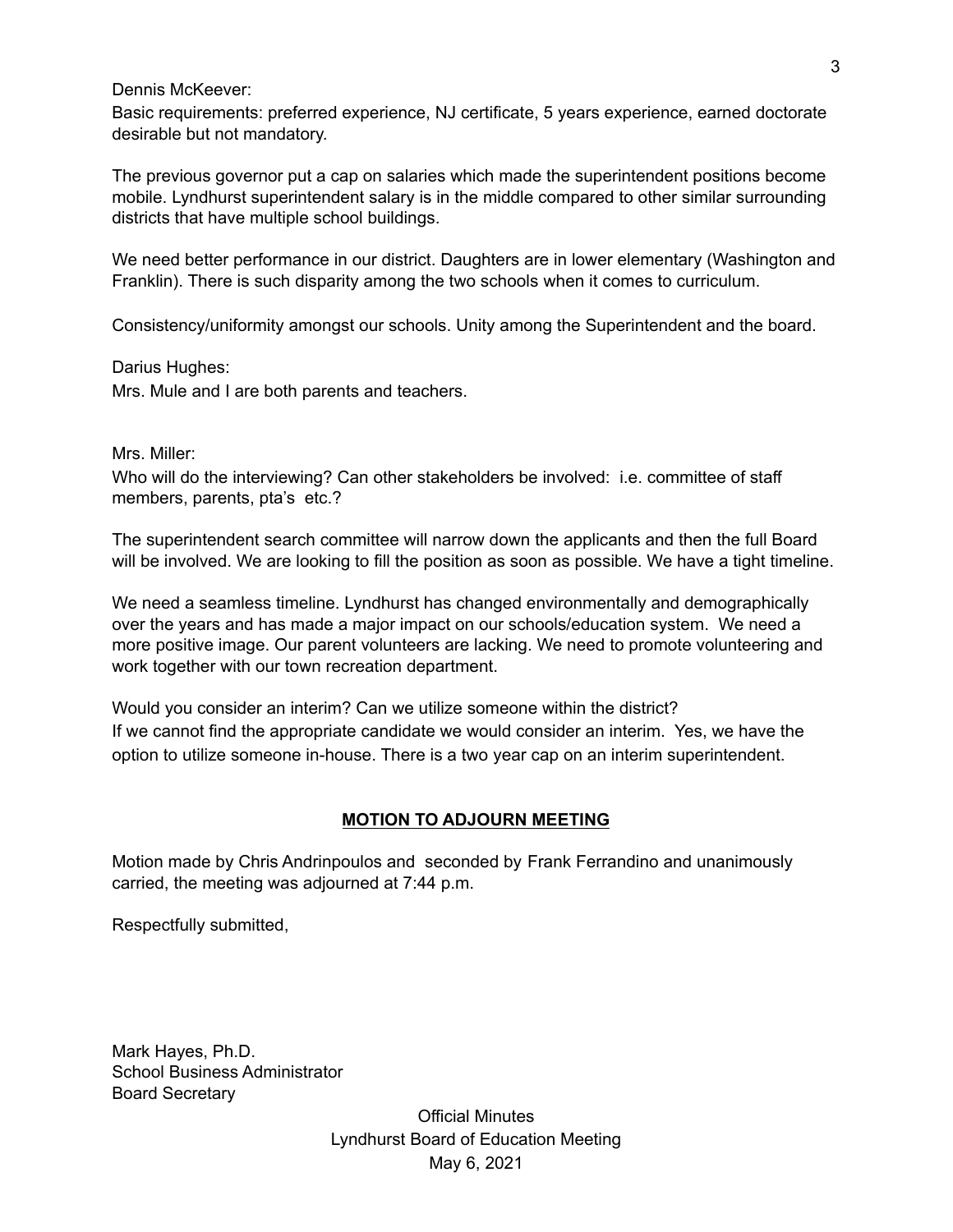Dennis McKeever:
Basic requirements: preferred experience, NJ certificate, 5 years experience, earned doctorate desirable but not mandatory.

The previous governor put a cap on salaries which made the superintendent positions become mobile. Lyndhurst superintendent salary is in the middle compared to other similar surrounding districts that have multiple school buildings.

We need better performance in our district. Daughters are in lower elementary (Washington and Franklin). There is such disparity among the two schools when it comes to curriculum.

Consistency/uniformity amongst our schools. Unity among the Superintendent and the board.

Darius Hughes:
Mrs. Mule and I are both parents and teachers.

Mrs. Miller:
Who will do the interviewing? Can other stakeholders be involved: i.e. committee of staff members, parents, pta's etc.?

The superintendent search committee will narrow down the applicants and then the full Board will be involved. We are looking to fill the position as soon as possible. We have a tight timeline.

We need a seamless timeline. Lyndhurst has changed environmentally and demographically over the years and has made a major impact on our schools/education system. We need a more positive image. Our parent volunteers are lacking. We need to promote volunteering and work together with our town recreation department.

Would you consider an interim? Can we utilize someone within the district?
If we cannot find the appropriate candidate we would consider an interim. Yes, we have the option to utilize someone in-house. There is a two year cap on an interim superintendent.

## MOTION TO ADJOURN MEETING

Motion made by Chris Andrinpoulos and seconded by Frank Ferrandino and unanimously carried, the meeting was adjourned at 7:44 p.m.

Respectfully submitted,

Mark Hayes, Ph.D.
School Business Administrator
Board Secretary

Official Minutes
Lyndhurst Board of Education Meeting
May 6, 2021